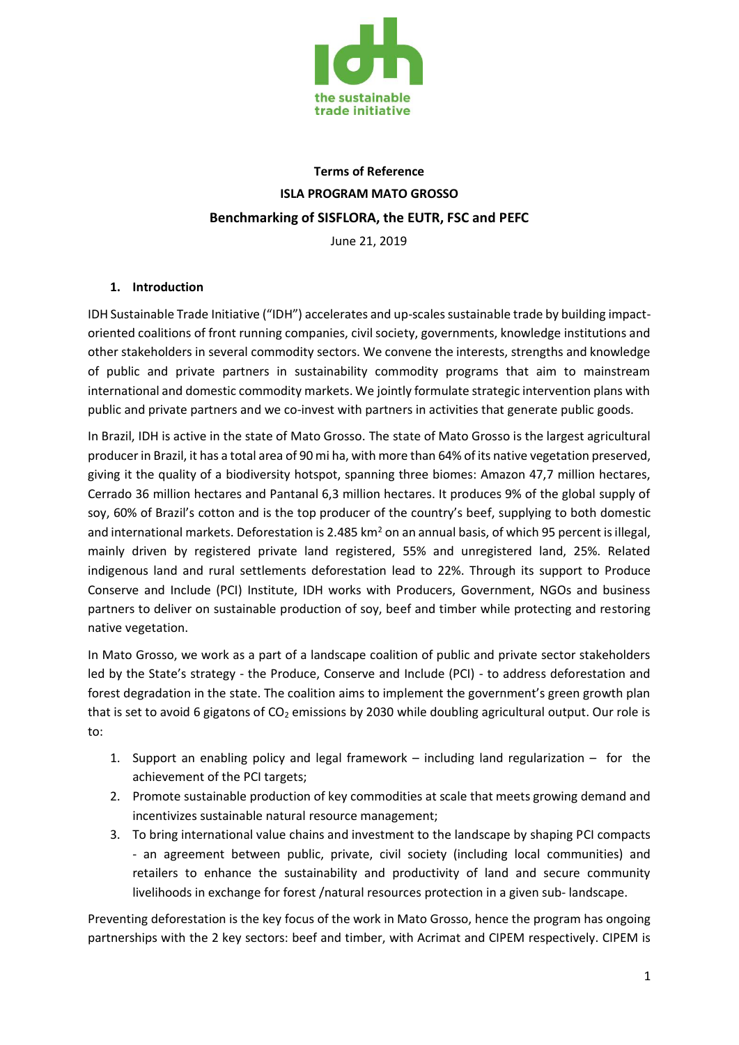# Terms of Reference

## ISLA PROGRAM MATO GROSSO

## Benchmarking of SISFLORA, the EUTR, FSC and PEFC

June 21, 2019

### 1. Introduction

IDH Sustainable Trade Initiative ("IDH") accelerates and up-scales sustainable trade by building impact-oriented coalitions of front running companies, civil society, governments, knowledge institutions and other stakeholders in several commodity sectors. We convene the interests, strengths and knowledge of public and private partners in sustainability commodity programs that aim to mainstream international and domestic commodity markets. We jointly formulate strategic intervention plans with public and private partners and we co-invest with partners in activities that generate public goods.

In Brazil, IDH is active in the state of Mato Grosso. The state of Mato Grosso is the largest agricultural producer in Brazil, it has a total area of 90 mi ha, with more than 64% of its native vegetation preserved, giving it the quality of a biodiversity hotspot, spanning three biomes: Amazon 47,7 million hectares, Cerrado 36 million hectares and Pantanal 6,3 million hectares. It produces 9% of the global supply of soy, 60% of Brazil's cotton and is the top producer of the country's beef, supplying to both domestic and international markets. Deforestation is 2.485 km$^2$ on an annual basis, of which 95 percent is illegal, mainly driven by registered private land registered, 55% and unregistered land, 25%. Related indigenous land and rural settlements deforestation lead to 22%. Through its support to Produce Conserve and Include (PCI) Institute, IDH works with Producers, Government, NGOs and business partners to deliver on sustainable production of soy, beef and timber while protecting and restoring native vegetation.

In Mato Grosso, we work as a part of a landscape coalition of public and private sector stakeholders led by the State's strategy - the Produce, Conserve and Include (PCI) - to address deforestation and forest degradation in the state. The coalition aims to implement the government's green growth plan that is set to avoid 6 gigatons of $CO_2$ emissions by 2030 while doubling agricultural output. Our role is to:

1. Support an enabling policy and legal framework – including land regularization – for the achievement of the PCI targets;
2. Promote sustainable production of key commodities at scale that meets growing demand and incentivizes sustainable natural resource management;
3. To bring international value chains and investment to the landscape by shaping PCI compacts - an agreement between public, private, civil society (including local communities) and retailers to enhance the sustainability and productivity of land and secure community livelihoods in exchange for forest /natural resources protection in a given sub- landscape.

Preventing deforestation is the key focus of the work in Mato Grosso, hence the program has ongoing partnerships with the 2 key sectors: beef and timber, with Acrimat and CIPEM respectively. CIPEM is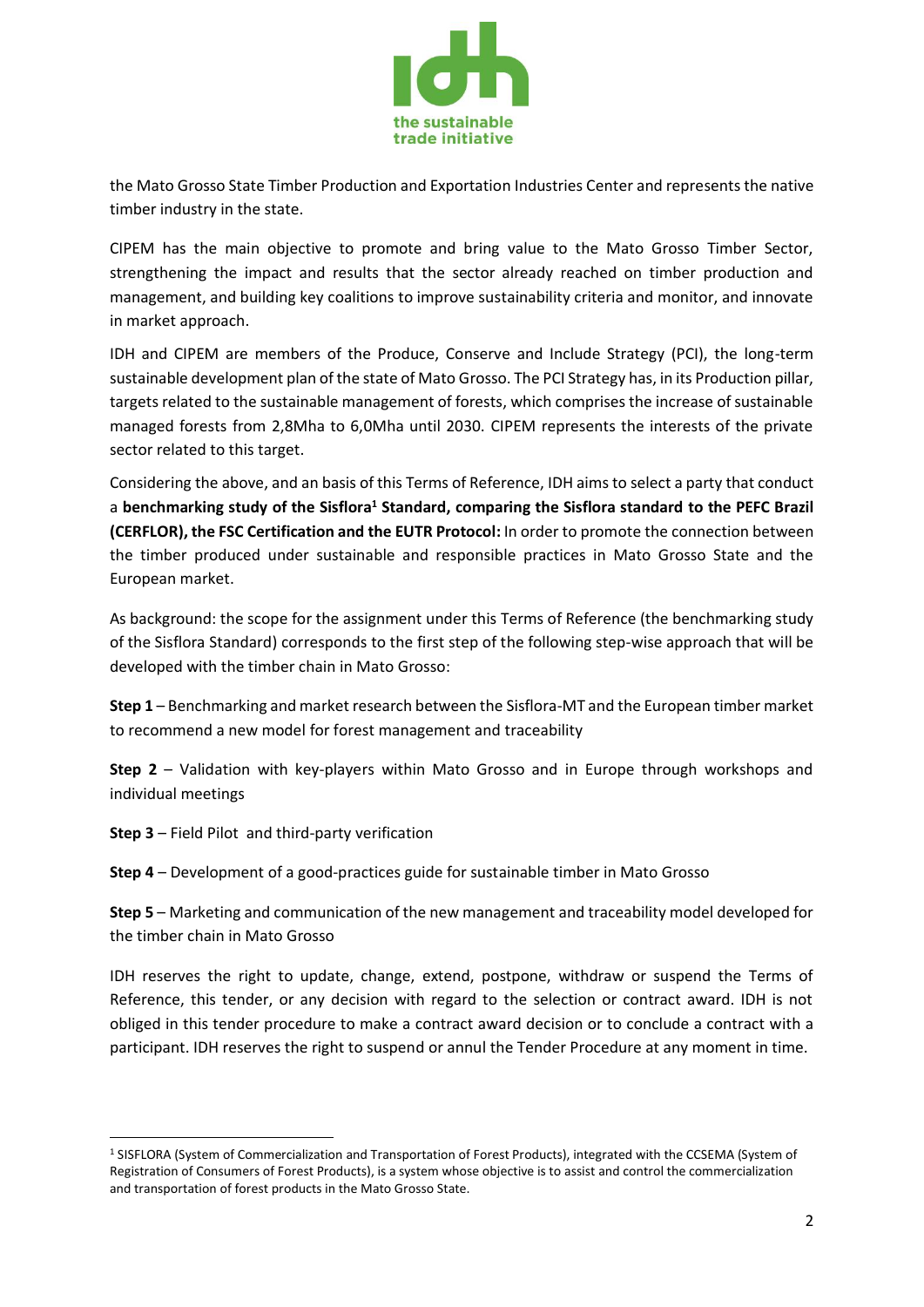the Mato Grosso State Timber Production and Exportation Industries Center and represents the native timber industry in the state.

CIPEM has the main objective to promote and bring value to the Mato Grosso Timber Sector, strengthening the impact and results that the sector already reached on timber production and management, and building key coalitions to improve sustainability criteria and monitor, and innovate in market approach.

IDH and CIPEM are members of the Produce, Conserve and Include Strategy (PCI), the long-term sustainable development plan of the state of Mato Grosso. The PCI Strategy has, in its Production pillar, targets related to the sustainable management of forests, which comprises the increase of sustainable managed forests from 2,8Mha to 6,0Mha until 2030. CIPEM represents the interests of the private sector related to this target.

Considering the above, and an basis of this Terms of Reference, IDH aims to select a party that conduct a **benchmarking study of the Sisflora[1] Standard, comparing the Sisflora standard to the PEFC Brazil (CERFLOR), the FSC Certification and the EUTR Protocol:** In order to promote the connection between the timber produced under sustainable and responsible practices in Mato Grosso State and the European market.

As background: the scope for the assignment under this Terms of Reference (the benchmarking study of the Sisflora Standard) corresponds to the first step of the following step-wise approach that will be developed with the timber chain in Mato Grosso:

**Step 1** – Benchmarking and market research between the Sisflora-MT and the European timber market to recommend a new model for forest management and traceability

**Step 2** – Validation with key-players within Mato Grosso and in Europe through workshops and individual meetings

**Step 3** – Field Pilot and third-party verification

**Step 4** – Development of a good-practices guide for sustainable timber in Mato Grosso

**Step 5** – Marketing and communication of the new management and traceability model developed for the timber chain in Mato Grosso

IDH reserves the right to update, change, extend, postpone, withdraw or suspend the Terms of Reference, this tender, or any decision with regard to the selection or contract award. IDH is not obliged in this tender procedure to make a contract award decision or to conclude a contract with a participant. IDH reserves the right to suspend or annul the Tender Procedure at any moment in time.

---

[1] SISFLORA (System of Commercialization and Transportation of Forest Products), integrated with the CCSEMA (System of Registration of Consumers of Forest Products), is a system whose objective is to assist and control the commercialization and transportation of forest products in the Mato Grosso State.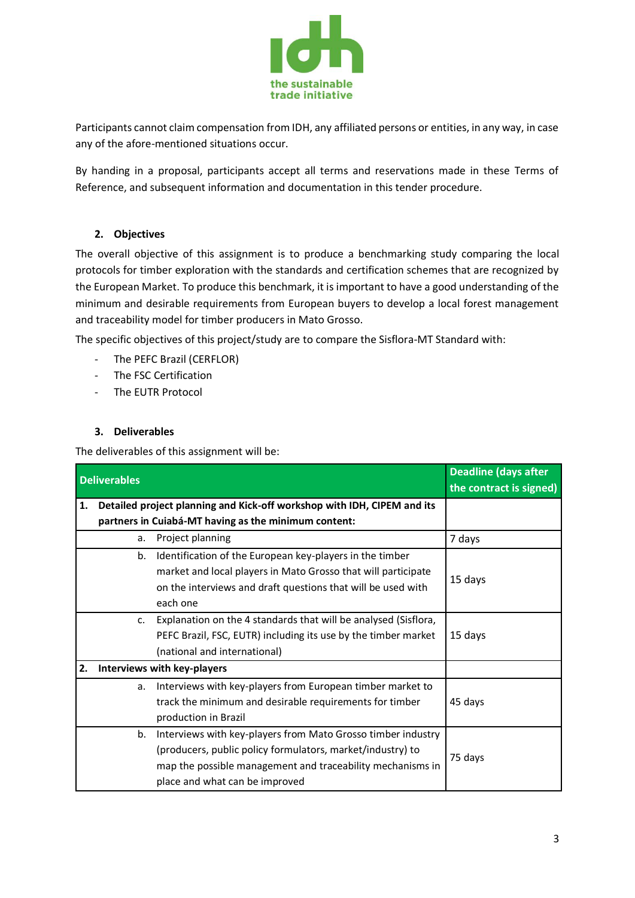Participants cannot claim compensation from IDH, any affiliated persons or entities, in any way, in case any of the afore-mentioned situations occur.

By handing in a proposal, participants accept all terms and reservations made in these Terms of Reference, and subsequent information and documentation in this tender procedure.

## 2. Objectives

The overall objective of this assignment is to produce a benchmarking study comparing the local protocols for timber exploration with the standards and certification schemes that are recognized by the European Market. To produce this benchmark, it is important to have a good understanding of the minimum and desirable requirements from European buyers to develop a local forest management and traceability model for timber producers in Mato Grosso.

The specific objectives of this project/study are to compare the Sisflora-MT Standard with:

- The PEFC Brazil (CERFLOR)
- The FSC Certification
- The EUTR Protocol

## 3. Deliverables

The deliverables of this assignment will be:

| Deliverables | Deadline (days after the contract is signed) |
|---|---|
| **1. Detailed project planning and Kick-off workshop with IDH, CIPEM and its partners in Cuiabá-MT having as the minimum content:** | |
| a. Project planning | 7 days |
| b. Identification of the European key-players in the timber market and local players in Mato Grosso that will participate on the interviews and draft questions that will be used with each one | 15 days |
| c. Explanation on the 4 standards that will be analysed (Sisflora, PEFC Brazil, FSC, EUTR) including its use by the timber market (national and international) | 15 days |
| **2. Interviews with key-players** | |
| a. Interviews with key-players from European timber market to track the minimum and desirable requirements for timber production in Brazil | 45 days |
| b. Interviews with key-players from Mato Grosso timber industry (producers, public policy formulators, market/industry) to map the possible management and traceability mechanisms in place and what can be improved | 75 days |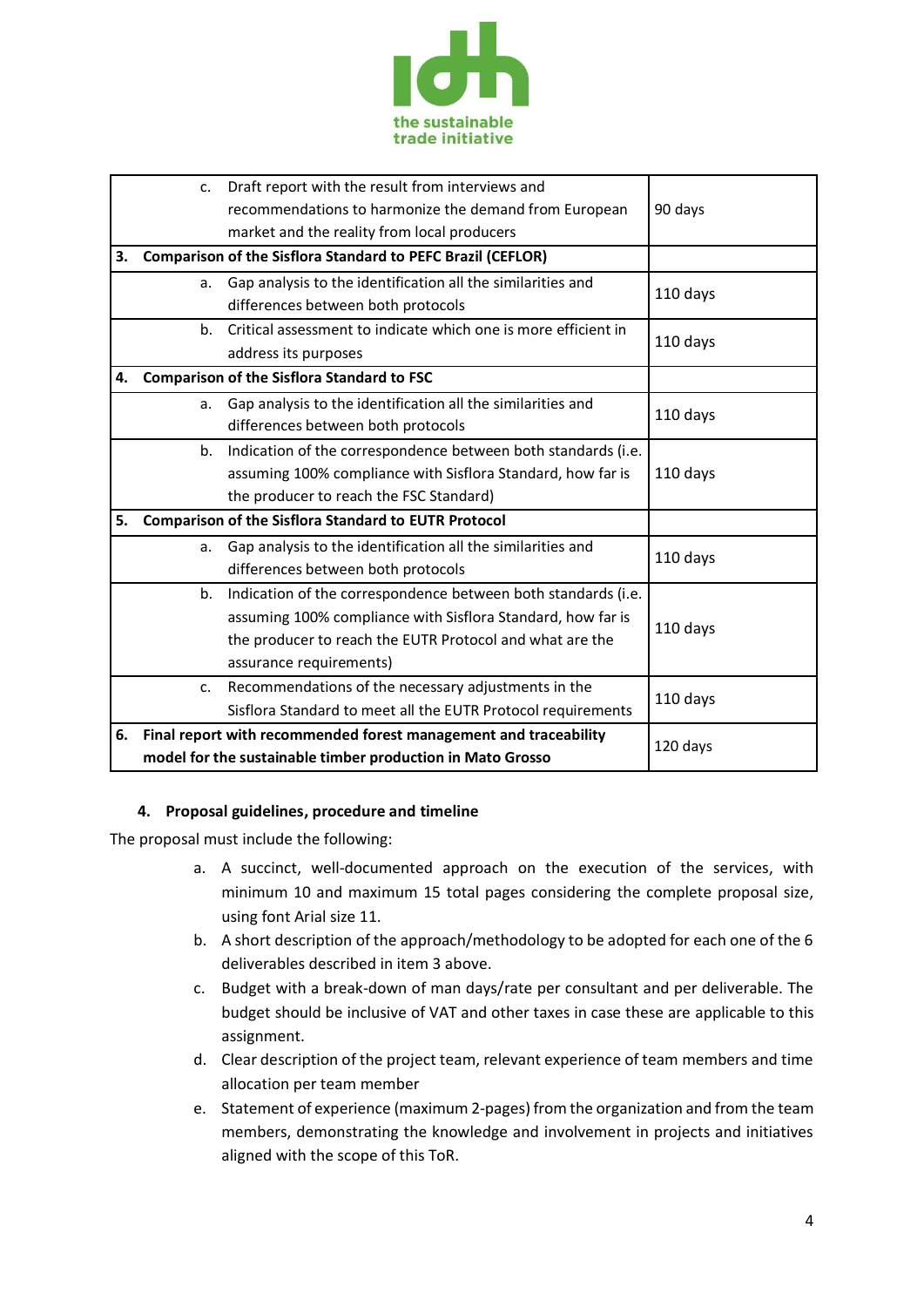| | |
|---|---|
| c. Draft report with the result from interviews and recommendations to harmonize the demand from European market and the reality from local producers | 90 days |
| **3. Comparison of the Sisflora Standard to PEFC Brazil (CEFLOR)** | |
| a. Gap analysis to the identification all the similarities and differences between both protocols | 110 days |
| b. Critical assessment to indicate which one is more efficient in address its purposes | 110 days |
| **4. Comparison of the Sisflora Standard to FSC** | |
| a. Gap analysis to the identification all the similarities and differences between both protocols | 110 days |
| b. Indication of the correspondence between both standards (i.e. assuming 100% compliance with Sisflora Standard, how far is the producer to reach the FSC Standard) | 110 days |
| **5. Comparison of the Sisflora Standard to EUTR Protocol** | |
| a. Gap analysis to the identification all the similarities and differences between both protocols | 110 days |
| b. Indication of the correspondence between both standards (i.e. assuming 100% compliance with Sisflora Standard, how far is the producer to reach the EUTR Protocol and what are the assurance requirements) | 110 days |
| c. Recommendations of the necessary adjustments in the Sisflora Standard to meet all the EUTR Protocol requirements | 110 days |
| **6. Final report with recommended forest management and traceability model for the sustainable timber production in Mato Grosso** | 120 days |

## 4. Proposal guidelines, procedure and timeline

The proposal must include the following:

a. A succinct, well-documented approach on the execution of the services, with minimum 10 and maximum 15 total pages considering the complete proposal size, using font Arial size 11.
b. A short description of the approach/methodology to be adopted for each one of the 6 deliverables described in item 3 above.
c. Budget with a break-down of man days/rate per consultant and per deliverable. The budget should be inclusive of VAT and other taxes in case these are applicable to this assignment.
d. Clear description of the project team, relevant experience of team members and time allocation per team member
e. Statement of experience (maximum 2-pages) from the organization and from the team members, demonstrating the knowledge and involvement in projects and initiatives aligned with the scope of this ToR.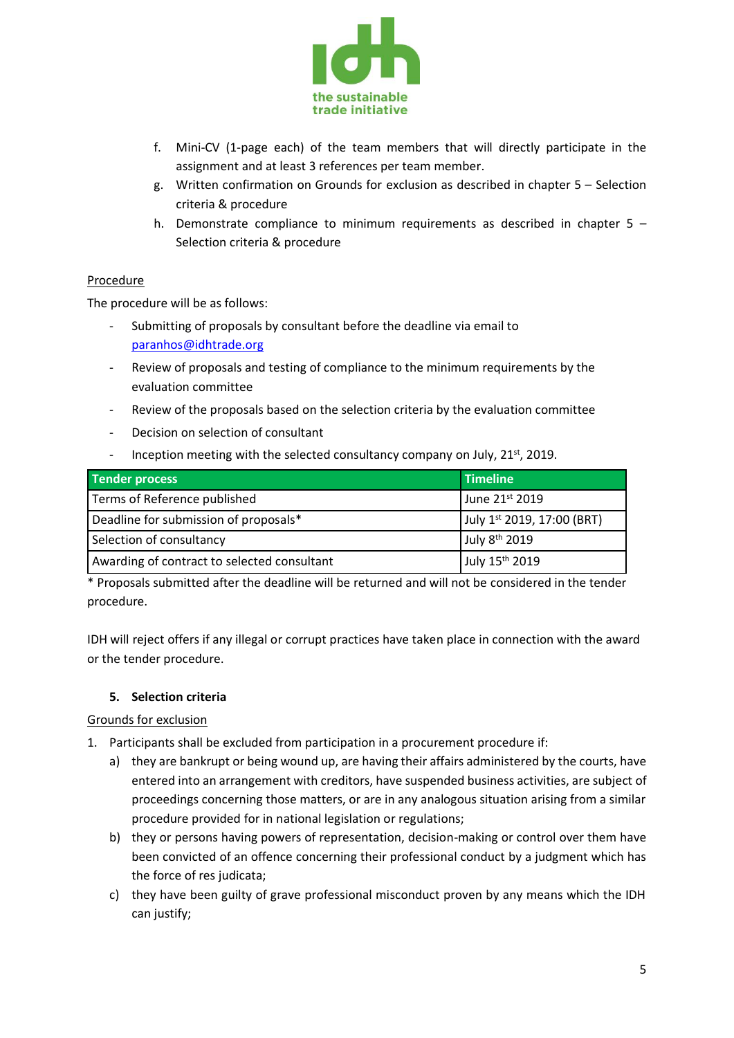f. Mini-CV (1-page each) of the team members that will directly participate in the assignment and at least 3 references per team member.
g. Written confirmation on Grounds for exclusion as described in chapter 5 – Selection criteria & procedure
h. Demonstrate compliance to minimum requirements as described in chapter 5 – Selection criteria & procedure

<u>Procedure</u>

The procedure will be as follows:

- Submitting of proposals by consultant before the deadline via email to paranhos@idhtrade.org
- Review of proposals and testing of compliance to the minimum requirements by the evaluation committee
- Review of the proposals based on the selection criteria by the evaluation committee
- Decision on selection of consultant
- Inception meeting with the selected consultancy company on July, 21st, 2019.

| Tender process | Timeline |
|---|---|
| Terms of Reference published | June 21st 2019 |
| Deadline for submission of proposals* | July 1st 2019, 17:00 (BRT) |
| Selection of consultancy | July 8th 2019 |
| Awarding of contract to selected consultant | July 15th 2019 |

* Proposals submitted after the deadline will be returned and will not be considered in the tender procedure.

IDH will reject offers if any illegal or corrupt practices have taken place in connection with the award or the tender procedure.

## 5. Selection criteria

<u>Grounds for exclusion</u>

1. Participants shall be excluded from participation in a procurement procedure if:
   a) they are bankrupt or being wound up, are having their affairs administered by the courts, have entered into an arrangement with creditors, have suspended business activities, are subject of proceedings concerning those matters, or are in any analogous situation arising from a similar procedure provided for in national legislation or regulations;
   b) they or persons having powers of representation, decision-making or control over them have been convicted of an offence concerning their professional conduct by a judgment which has the force of res judicata;
   c) they have been guilty of grave professional misconduct proven by any means which the IDH can justify;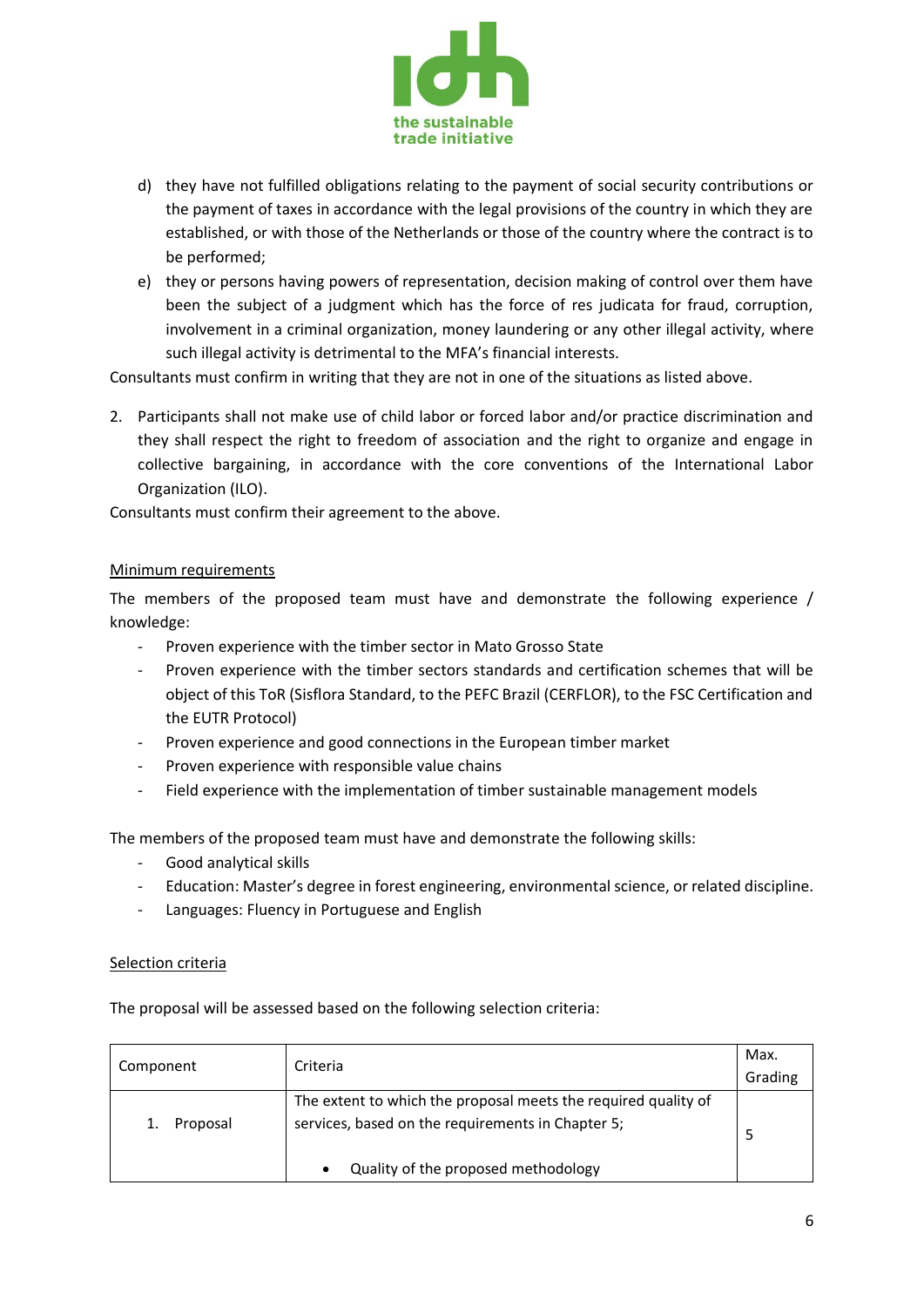d) they have not fulfilled obligations relating to the payment of social security contributions or the payment of taxes in accordance with the legal provisions of the country in which they are established, or with those of the Netherlands or those of the country where the contract is to be performed;

e) they or persons having powers of representation, decision making of control over them have been the subject of a judgment which has the force of res judicata for fraud, corruption, involvement in a criminal organization, money laundering or any other illegal activity, where such illegal activity is detrimental to the MFA's financial interests.

Consultants must confirm in writing that they are not in one of the situations as listed above.

2. Participants shall not make use of child labor or forced labor and/or practice discrimination and they shall respect the right to freedom of association and the right to organize and engage in collective bargaining, in accordance with the core conventions of the International Labor Organization (ILO).

Consultants must confirm their agreement to the above.

<u>Minimum requirements</u>

The members of the proposed team must have and demonstrate the following experience / knowledge:

- Proven experience with the timber sector in Mato Grosso State
- Proven experience with the timber sectors standards and certification schemes that will be object of this ToR (Sisflora Standard, to the PEFC Brazil (CERFLOR), to the FSC Certification and the EUTR Protocol)
- Proven experience and good connections in the European timber market
- Proven experience with responsible value chains
- Field experience with the implementation of timber sustainable management models

The members of the proposed team must have and demonstrate the following skills:

- Good analytical skills
- Education: Master's degree in forest engineering, environmental science, or related discipline.
- Languages: Fluency in Portuguese and English

<u>Selection criteria</u>

The proposal will be assessed based on the following selection criteria:

| Component | Criteria | Max. Grading |
|---|---|---|
| 1. Proposal | The extent to which the proposal meets the required quality of services, based on the requirements in Chapter 5;<br><br>• Quality of the proposed methodology | 5 |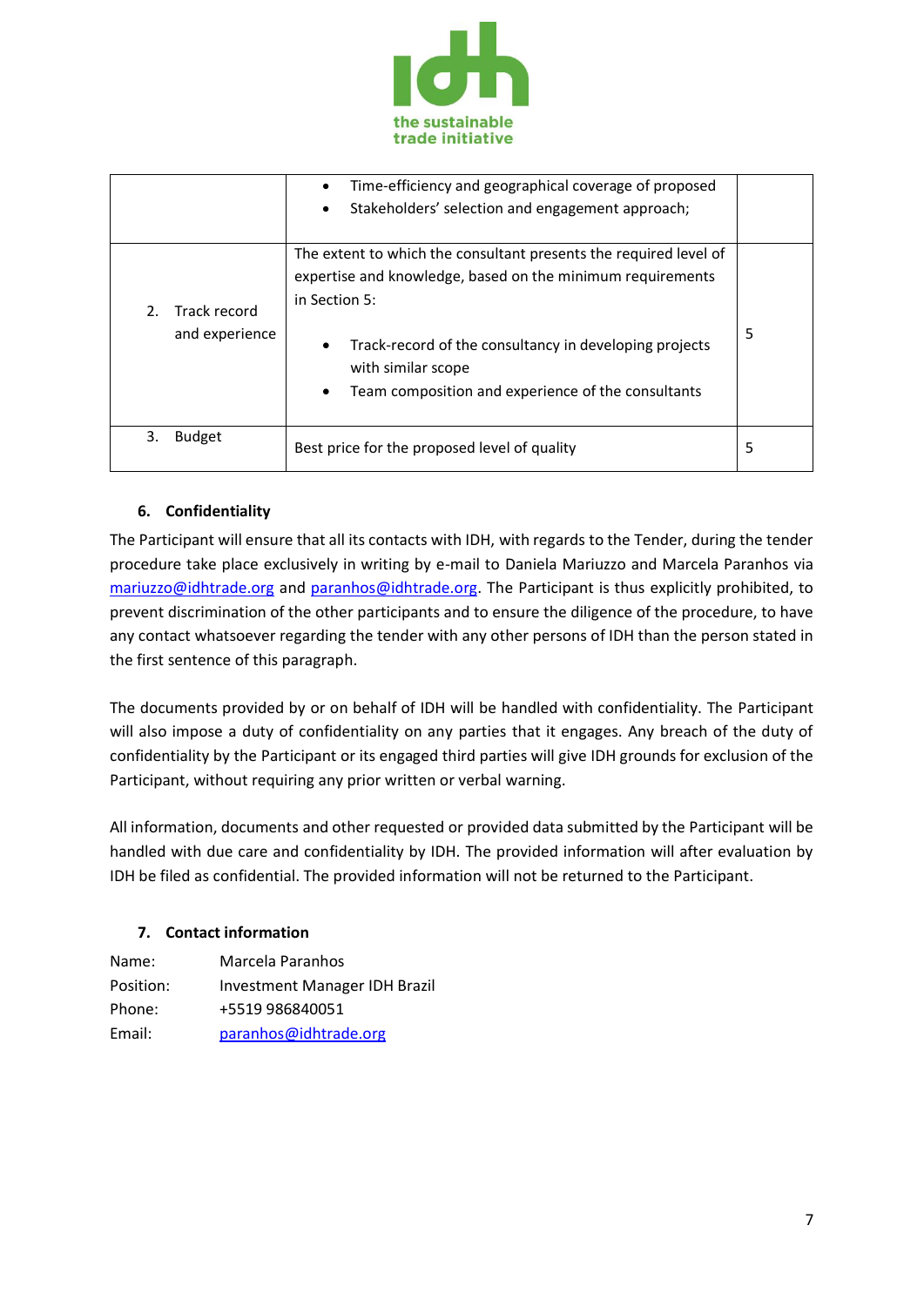| | | |
|---|---|---|
| | • Time-efficiency and geographical coverage of proposed<br>• Stakeholders' selection and engagement approach; | |
| 2. Track record and experience | The extent to which the consultant presents the required level of expertise and knowledge, based on the minimum requirements in Section 5:<br>• Track-record of the consultancy in developing projects with similar scope<br>• Team composition and experience of the consultants | 5 |
| 3. Budget | Best price for the proposed level of quality | 5 |

### 6. Confidentiality

The Participant will ensure that all its contacts with IDH, with regards to the Tender, during the tender procedure take place exclusively in writing by e-mail to Daniela Mariuzzo and Marcela Paranhos via mariuzzo@idhtrade.org and paranhos@idhtrade.org. The Participant is thus explicitly prohibited, to prevent discrimination of the other participants and to ensure the diligence of the procedure, to have any contact whatsoever regarding the tender with any other persons of IDH than the person stated in the first sentence of this paragraph.

The documents provided by or on behalf of IDH will be handled with confidentiality. The Participant will also impose a duty of confidentiality on any parties that it engages. Any breach of the duty of confidentiality by the Participant or its engaged third parties will give IDH grounds for exclusion of the Participant, without requiring any prior written or verbal warning.

All information, documents and other requested or provided data submitted by the Participant will be handled with due care and confidentiality by IDH. The provided information will after evaluation by IDH be filed as confidential. The provided information will not be returned to the Participant.

### 7. Contact information

Name: Marcela Paranhos
Position: Investment Manager IDH Brazil
Phone: +5519 986840051
Email: paranhos@idhtrade.org